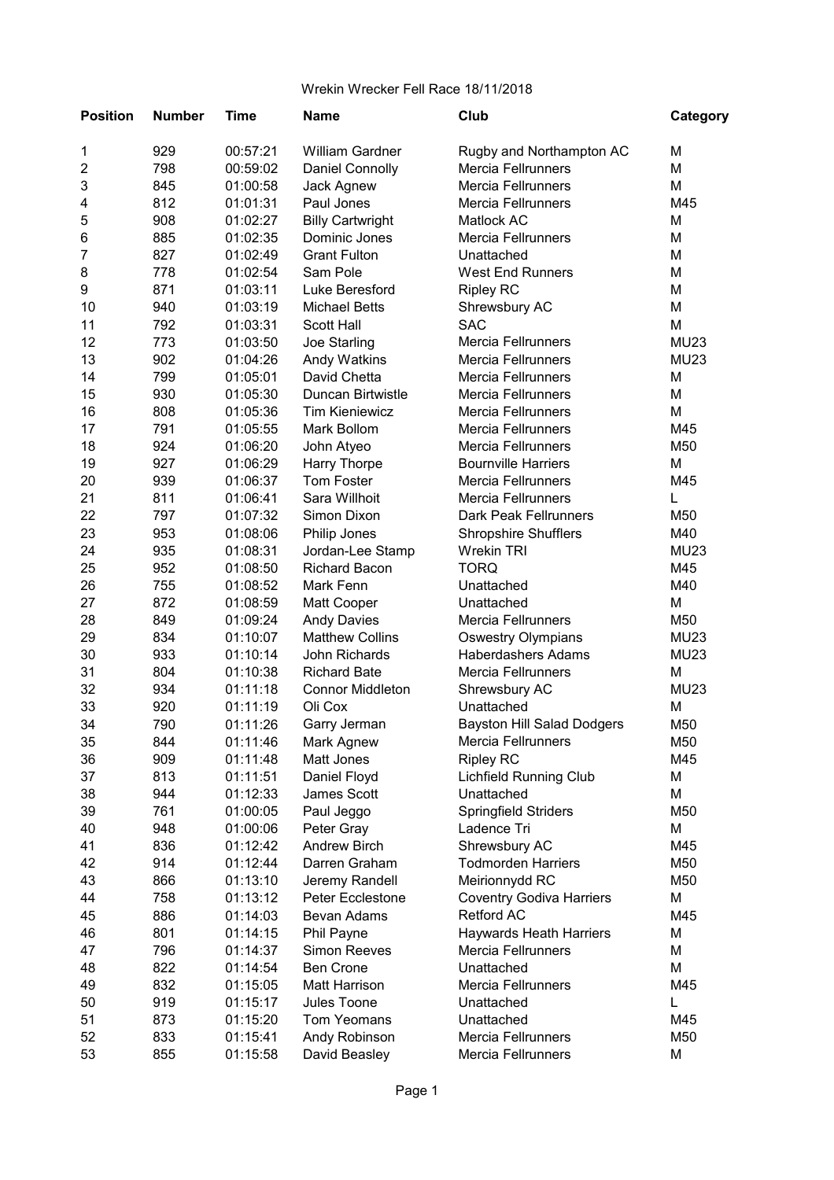Wrekin Wrecker Fell Race 18/11/2018

| Position | Number | Time | Name | Club | Category |
|---|---|---|---|---|---|
| 1 | 929 | 00:57:21 | William Gardner | Rugby and Northampton AC | M |
| 2 | 798 | 00:59:02 | Daniel Connolly | Mercia Fellrunners | M |
| 3 | 845 | 01:00:58 | Jack Agnew | Mercia Fellrunners | M |
| 4 | 812 | 01:01:31 | Paul Jones | Mercia Fellrunners | M45 |
| 5 | 908 | 01:02:27 | Billy Cartwright | Matlock AC | M |
| 6 | 885 | 01:02:35 | Dominic Jones | Mercia Fellrunners | M |
| 7 | 827 | 01:02:49 | Grant Fulton | Unattached | M |
| 8 | 778 | 01:02:54 | Sam Pole | West End Runners | M |
| 9 | 871 | 01:03:11 | Luke Beresford | Ripley RC | M |
| 10 | 940 | 01:03:19 | Michael Betts | Shrewsbury AC | M |
| 11 | 792 | 01:03:31 | Scott Hall | SAC | M |
| 12 | 773 | 01:03:50 | Joe Starling | Mercia Fellrunners | MU23 |
| 13 | 902 | 01:04:26 | Andy Watkins | Mercia Fellrunners | MU23 |
| 14 | 799 | 01:05:01 | David Chetta | Mercia Fellrunners | M |
| 15 | 930 | 01:05:30 | Duncan Birtwistle | Mercia Fellrunners | M |
| 16 | 808 | 01:05:36 | Tim Kieniewicz | Mercia Fellrunners | M |
| 17 | 791 | 01:05:55 | Mark Bollom | Mercia Fellrunners | M45 |
| 18 | 924 | 01:06:20 | John Atyeo | Mercia Fellrunners | M50 |
| 19 | 927 | 01:06:29 | Harry Thorpe | Bournville Harriers | M |
| 20 | 939 | 01:06:37 | Tom Foster | Mercia Fellrunners | M45 |
| 21 | 811 | 01:06:41 | Sara Willhoit | Mercia Fellrunners | L |
| 22 | 797 | 01:07:32 | Simon Dixon | Dark Peak Fellrunners | M50 |
| 23 | 953 | 01:08:06 | Philip Jones | Shropshire Shufflers | M40 |
| 24 | 935 | 01:08:31 | Jordan-Lee Stamp | Wrekin TRI | MU23 |
| 25 | 952 | 01:08:50 | Richard Bacon | TORQ | M45 |
| 26 | 755 | 01:08:52 | Mark Fenn | Unattached | M40 |
| 27 | 872 | 01:08:59 | Matt Cooper | Unattached | M |
| 28 | 849 | 01:09:24 | Andy Davies | Mercia Fellrunners | M50 |
| 29 | 834 | 01:10:07 | Matthew Collins | Oswestry Olympians | MU23 |
| 30 | 933 | 01:10:14 | John Richards | Haberdashers Adams | MU23 |
| 31 | 804 | 01:10:38 | Richard Bate | Mercia Fellrunners | M |
| 32 | 934 | 01:11:18 | Connor Middleton | Shrewsbury AC | MU23 |
| 33 | 920 | 01:11:19 | Oli Cox | Unattached | M |
| 34 | 790 | 01:11:26 | Garry Jerman | Bayston Hill Salad Dodgers | M50 |
| 35 | 844 | 01:11:46 | Mark Agnew | Mercia Fellrunners | M50 |
| 36 | 909 | 01:11:48 | Matt Jones | Ripley RC | M45 |
| 37 | 813 | 01:11:51 | Daniel Floyd | Lichfield Running Club | M |
| 38 | 944 | 01:12:33 | James Scott | Unattached | M |
| 39 | 761 | 01:00:05 | Paul Jeggo | Springfield Striders | M50 |
| 40 | 948 | 01:00:06 | Peter Gray | Ladence Tri | M |
| 41 | 836 | 01:12:42 | Andrew Birch | Shrewsbury AC | M45 |
| 42 | 914 | 01:12:44 | Darren Graham | Todmorden Harriers | M50 |
| 43 | 866 | 01:13:10 | Jeremy Randell | Meirionnydd RC | M50 |
| 44 | 758 | 01:13:12 | Peter Ecclestone | Coventry Godiva Harriers | M |
| 45 | 886 | 01:14:03 | Bevan Adams | Retford AC | M45 |
| 46 | 801 | 01:14:15 | Phil Payne | Haywards Heath Harriers | M |
| 47 | 796 | 01:14:37 | Simon Reeves | Mercia Fellrunners | M |
| 48 | 822 | 01:14:54 | Ben Crone | Unattached | M |
| 49 | 832 | 01:15:05 | Matt Harrison | Mercia Fellrunners | M45 |
| 50 | 919 | 01:15:17 | Jules Toone | Unattached | L |
| 51 | 873 | 01:15:20 | Tom Yeomans | Unattached | M45 |
| 52 | 833 | 01:15:41 | Andy Robinson | Mercia Fellrunners | M50 |
| 53 | 855 | 01:15:58 | David Beasley | Mercia Fellrunners | M |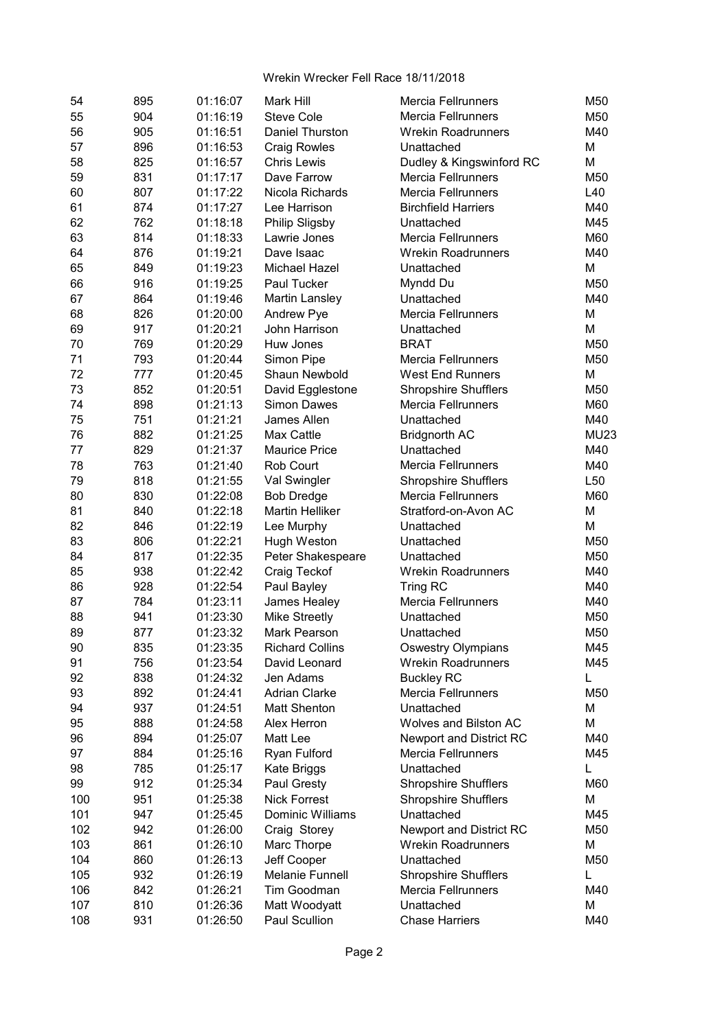Wrekin Wrecker Fell Race 18/11/2018

| | | | | | |
|---|---|---|---|---|---|
| 54 | 895 | 01:16:07 | Mark Hill | Mercia Fellrunners | M50 |
| 55 | 904 | 01:16:19 | Steve Cole | Mercia Fellrunners | M50 |
| 56 | 905 | 01:16:51 | Daniel Thurston | Wrekin Roadrunners | M40 |
| 57 | 896 | 01:16:53 | Craig Rowles | Unattached | M |
| 58 | 825 | 01:16:57 | Chris Lewis | Dudley & Kingswinford RC | M |
| 59 | 831 | 01:17:17 | Dave Farrow | Mercia Fellrunners | M50 |
| 60 | 807 | 01:17:22 | Nicola Richards | Mercia Fellrunners | L40 |
| 61 | 874 | 01:17:27 | Lee Harrison | Birchfield Harriers | M40 |
| 62 | 762 | 01:18:18 | Philip Sligsby | Unattached | M45 |
| 63 | 814 | 01:18:33 | Lawrie Jones | Mercia Fellrunners | M60 |
| 64 | 876 | 01:19:21 | Dave Isaac | Wrekin Roadrunners | M40 |
| 65 | 849 | 01:19:23 | Michael Hazel | Unattached | M |
| 66 | 916 | 01:19:25 | Paul Tucker | Myndd Du | M50 |
| 67 | 864 | 01:19:46 | Martin Lansley | Unattached | M40 |
| 68 | 826 | 01:20:00 | Andrew Pye | Mercia Fellrunners | M |
| 69 | 917 | 01:20:21 | John Harrison | Unattached | M |
| 70 | 769 | 01:20:29 | Huw Jones | BRAT | M50 |
| 71 | 793 | 01:20:44 | Simon Pipe | Mercia Fellrunners | M50 |
| 72 | 777 | 01:20:45 | Shaun Newbold | West End Runners | M |
| 73 | 852 | 01:20:51 | David Egglestone | Shropshire Shufflers | M50 |
| 74 | 898 | 01:21:13 | Simon Dawes | Mercia Fellrunners | M60 |
| 75 | 751 | 01:21:21 | James Allen | Unattached | M40 |
| 76 | 882 | 01:21:25 | Max Cattle | Bridgnorth AC | MU23 |
| 77 | 829 | 01:21:37 | Maurice Price | Unattached | M40 |
| 78 | 763 | 01:21:40 | Rob Court | Mercia Fellrunners | M40 |
| 79 | 818 | 01:21:55 | Val Swingler | Shropshire Shufflers | L50 |
| 80 | 830 | 01:22:08 | Bob Dredge | Mercia Fellrunners | M60 |
| 81 | 840 | 01:22:18 | Martin Helliker | Stratford-on-Avon AC | M |
| 82 | 846 | 01:22:19 | Lee Murphy | Unattached | M |
| 83 | 806 | 01:22:21 | Hugh Weston | Unattached | M50 |
| 84 | 817 | 01:22:35 | Peter Shakespeare | Unattached | M50 |
| 85 | 938 | 01:22:42 | Craig Teckof | Wrekin Roadrunners | M40 |
| 86 | 928 | 01:22:54 | Paul Bayley | Tring RC | M40 |
| 87 | 784 | 01:23:11 | James Healey | Mercia Fellrunners | M40 |
| 88 | 941 | 01:23:30 | Mike Streetly | Unattached | M50 |
| 89 | 877 | 01:23:32 | Mark Pearson | Unattached | M50 |
| 90 | 835 | 01:23:35 | Richard Collins | Oswestry Olympians | M45 |
| 91 | 756 | 01:23:54 | David Leonard | Wrekin Roadrunners | M45 |
| 92 | 838 | 01:24:32 | Jen Adams | Buckley RC | L |
| 93 | 892 | 01:24:41 | Adrian Clarke | Mercia Fellrunners | M50 |
| 94 | 937 | 01:24:51 | Matt Shenton | Unattached | M |
| 95 | 888 | 01:24:58 | Alex Herron | Wolves and Bilston AC | M |
| 96 | 894 | 01:25:07 | Matt Lee | Newport and District RC | M40 |
| 97 | 884 | 01:25:16 | Ryan Fulford | Mercia Fellrunners | M45 |
| 98 | 785 | 01:25:17 | Kate Briggs | Unattached | L |
| 99 | 912 | 01:25:34 | Paul Gresty | Shropshire Shufflers | M60 |
| 100 | 951 | 01:25:38 | Nick Forrest | Shropshire Shufflers | M |
| 101 | 947 | 01:25:45 | Dominic Williams | Unattached | M45 |
| 102 | 942 | 01:26:00 | Craig Storey | Newport and District RC | M50 |
| 103 | 861 | 01:26:10 | Marc Thorpe | Wrekin Roadrunners | M |
| 104 | 860 | 01:26:13 | Jeff Cooper | Unattached | M50 |
| 105 | 932 | 01:26:19 | Melanie Funnell | Shropshire Shufflers | L |
| 106 | 842 | 01:26:21 | Tim Goodman | Mercia Fellrunners | M40 |
| 107 | 810 | 01:26:36 | Matt Woodyatt | Unattached | M |
| 108 | 931 | 01:26:50 | Paul Scullion | Chase Harriers | M40 |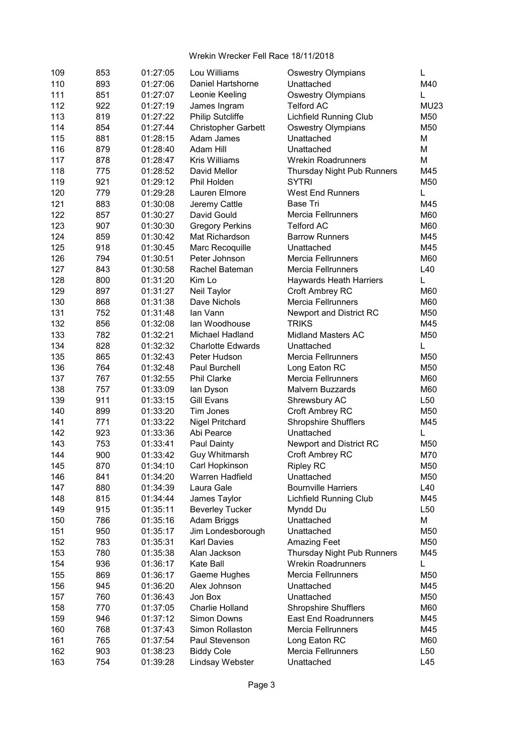# Wrekin Wrecker Fell Race 18/11/2018

| | | | | | |
|---|---|---|---|---|---|
| 109 | 853 | 01:27:05 | Lou Williams | Oswestry Olympians | L |
| 110 | 893 | 01:27:06 | Daniel Hartshorne | Unattached | M40 |
| 111 | 851 | 01:27:07 | Leonie Keeling | Oswestry Olympians | L |
| 112 | 922 | 01:27:19 | James Ingram | Telford AC | MU23 |
| 113 | 819 | 01:27:22 | Philip Sutcliffe | Lichfield Running Club | M50 |
| 114 | 854 | 01:27:44 | Christopher Garbett | Oswestry Olympians | M50 |
| 115 | 881 | 01:28:15 | Adam James | Unattached | M |
| 116 | 879 | 01:28:40 | Adam Hill | Unattached | M |
| 117 | 878 | 01:28:47 | Kris Williams | Wrekin Roadrunners | M |
| 118 | 775 | 01:28:52 | David Mellor | Thursday Night Pub Runners | M45 |
| 119 | 921 | 01:29:12 | Phil Holden | SYTRI | M50 |
| 120 | 779 | 01:29:28 | Lauren Elmore | West End Runners | L |
| 121 | 883 | 01:30:08 | Jeremy Cattle | Base Tri | M45 |
| 122 | 857 | 01:30:27 | David Gould | Mercia Fellrunners | M60 |
| 123 | 907 | 01:30:30 | Gregory Perkins | Telford AC | M60 |
| 124 | 859 | 01:30:42 | Mat Richardson | Barrow Runners | M45 |
| 125 | 918 | 01:30:45 | Marc Recoquille | Unattached | M45 |
| 126 | 794 | 01:30:51 | Peter Johnson | Mercia Fellrunners | M60 |
| 127 | 843 | 01:30:58 | Rachel Bateman | Mercia Fellrunners | L40 |
| 128 | 800 | 01:31:20 | Kim Lo | Haywards Heath Harriers | L |
| 129 | 897 | 01:31:27 | Neil Taylor | Croft Ambrey RC | M60 |
| 130 | 868 | 01:31:38 | Dave Nichols | Mercia Fellrunners | M60 |
| 131 | 752 | 01:31:48 | Ian Vann | Newport and District RC | M50 |
| 132 | 856 | 01:32:08 | Ian Woodhouse | TRIKS | M45 |
| 133 | 782 | 01:32:21 | Michael Hadland | Midland Masters AC | M50 |
| 134 | 828 | 01:32:32 | Charlotte Edwards | Unattached | L |
| 135 | 865 | 01:32:43 | Peter Hudson | Mercia Fellrunners | M50 |
| 136 | 764 | 01:32:48 | Paul Burchell | Long Eaton RC | M50 |
| 137 | 767 | 01:32:55 | Phil Clarke | Mercia Fellrunners | M60 |
| 138 | 757 | 01:33:09 | Ian Dyson | Malvern Buzzards | M60 |
| 139 | 911 | 01:33:15 | Gill Evans | Shrewsbury AC | L50 |
| 140 | 899 | 01:33:20 | Tim Jones | Croft Ambrey RC | M50 |
| 141 | 771 | 01:33:22 | Nigel Pritchard | Shropshire Shufflers | M45 |
| 142 | 923 | 01:33:36 | Abi Pearce | Unattached | L |
| 143 | 753 | 01:33:41 | Paul Dainty | Newport and District RC | M50 |
| 144 | 900 | 01:33:42 | Guy Whitmarsh | Croft Ambrey RC | M70 |
| 145 | 870 | 01:34:10 | Carl Hopkinson | Ripley RC | M50 |
| 146 | 841 | 01:34:20 | Warren Hadfield | Unattached | M50 |
| 147 | 880 | 01:34:39 | Laura Gale | Bournville Harriers | L40 |
| 148 | 815 | 01:34:44 | James Taylor | Lichfield Running Club | M45 |
| 149 | 915 | 01:35:11 | Beverley Tucker | Myndd Du | L50 |
| 150 | 786 | 01:35:16 | Adam Briggs | Unattached | M |
| 151 | 950 | 01:35:17 | Jim Londesborough | Unattached | M50 |
| 152 | 783 | 01:35:31 | Karl Davies | Amazing Feet | M50 |
| 153 | 780 | 01:35:38 | Alan Jackson | Thursday Night Pub Runners | M45 |
| 154 | 936 | 01:36:17 | Kate Ball | Wrekin Roadrunners | L |
| 155 | 869 | 01:36:17 | Gaeme Hughes | Mercia Fellrunners | M50 |
| 156 | 945 | 01:36:20 | Alex Johnson | Unattached | M45 |
| 157 | 760 | 01:36:43 | Jon Box | Unattached | M50 |
| 158 | 770 | 01:37:05 | Charlie Holland | Shropshire Shufflers | M60 |
| 159 | 946 | 01:37:12 | Simon Downs | East End Roadrunners | M45 |
| 160 | 768 | 01:37:43 | Simon Rollaston | Mercia Fellrunners | M45 |
| 161 | 765 | 01:37:54 | Paul Stevenson | Long Eaton RC | M60 |
| 162 | 903 | 01:38:23 | Biddy Cole | Mercia Fellrunners | L50 |
| 163 | 754 | 01:39:28 | Lindsay Webster | Unattached | L45 |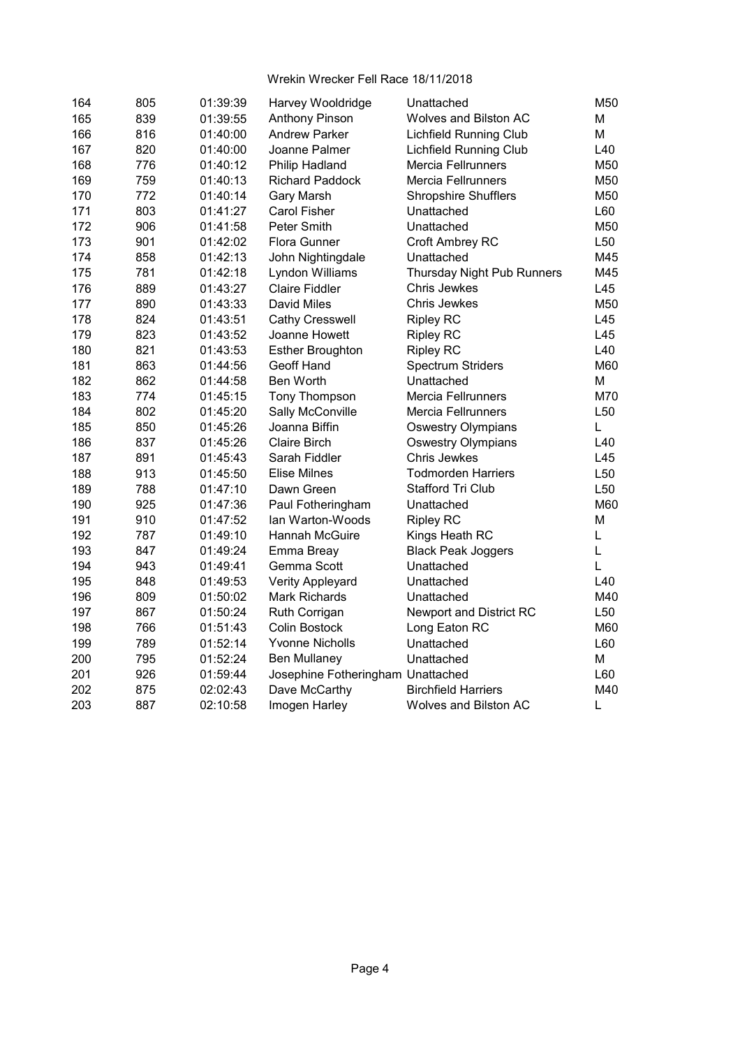Wrekin Wrecker Fell Race 18/11/2018

| | | | | | |
|---|---|---|---|---|---|
| 164 | 805 | 01:39:39 | Harvey Wooldridge | Unattached | M50 |
| 165 | 839 | 01:39:55 | Anthony Pinson | Wolves and Bilston AC | M |
| 166 | 816 | 01:40:00 | Andrew Parker | Lichfield Running Club | M |
| 167 | 820 | 01:40:00 | Joanne Palmer | Lichfield Running Club | L40 |
| 168 | 776 | 01:40:12 | Philip Hadland | Mercia Fellrunners | M50 |
| 169 | 759 | 01:40:13 | Richard Paddock | Mercia Fellrunners | M50 |
| 170 | 772 | 01:40:14 | Gary Marsh | Shropshire Shufflers | M50 |
| 171 | 803 | 01:41:27 | Carol Fisher | Unattached | L60 |
| 172 | 906 | 01:41:58 | Peter Smith | Unattached | M50 |
| 173 | 901 | 01:42:02 | Flora Gunner | Croft Ambrey RC | L50 |
| 174 | 858 | 01:42:13 | John Nightingdale | Unattached | M45 |
| 175 | 781 | 01:42:18 | Lyndon Williams | Thursday Night Pub Runners | M45 |
| 176 | 889 | 01:43:27 | Claire Fiddler | Chris Jewkes | L45 |
| 177 | 890 | 01:43:33 | David Miles | Chris Jewkes | M50 |
| 178 | 824 | 01:43:51 | Cathy Cresswell | Ripley RC | L45 |
| 179 | 823 | 01:43:52 | Joanne Howett | Ripley RC | L45 |
| 180 | 821 | 01:43:53 | Esther Broughton | Ripley RC | L40 |
| 181 | 863 | 01:44:56 | Geoff Hand | Spectrum Striders | M60 |
| 182 | 862 | 01:44:58 | Ben Worth | Unattached | M |
| 183 | 774 | 01:45:15 | Tony Thompson | Mercia Fellrunners | M70 |
| 184 | 802 | 01:45:20 | Sally McConville | Mercia Fellrunners | L50 |
| 185 | 850 | 01:45:26 | Joanna Biffin | Oswestry Olympians | L |
| 186 | 837 | 01:45:26 | Claire Birch | Oswestry Olympians | L40 |
| 187 | 891 | 01:45:43 | Sarah Fiddler | Chris Jewkes | L45 |
| 188 | 913 | 01:45:50 | Elise Milnes | Todmorden Harriers | L50 |
| 189 | 788 | 01:47:10 | Dawn Green | Stafford Tri Club | L50 |
| 190 | 925 | 01:47:36 | Paul Fotheringham | Unattached | M60 |
| 191 | 910 | 01:47:52 | Ian Warton-Woods | Ripley RC | M |
| 192 | 787 | 01:49:10 | Hannah McGuire | Kings Heath RC | L |
| 193 | 847 | 01:49:24 | Emma Breay | Black Peak Joggers | L |
| 194 | 943 | 01:49:41 | Gemma Scott | Unattached | L |
| 195 | 848 | 01:49:53 | Verity Appleyard | Unattached | L40 |
| 196 | 809 | 01:50:02 | Mark Richards | Unattached | M40 |
| 197 | 867 | 01:50:24 | Ruth Corrigan | Newport and District RC | L50 |
| 198 | 766 | 01:51:43 | Colin Bostock | Long Eaton RC | M60 |
| 199 | 789 | 01:52:14 | Yvonne Nicholls | Unattached | L60 |
| 200 | 795 | 01:52:24 | Ben Mullaney | Unattached | M |
| 201 | 926 | 01:59:44 | Josephine Fotheringham | Unattached | L60 |
| 202 | 875 | 02:02:43 | Dave McCarthy | Birchfield Harriers | M40 |
| 203 | 887 | 02:10:58 | Imogen Harley | Wolves and Bilston AC | L |